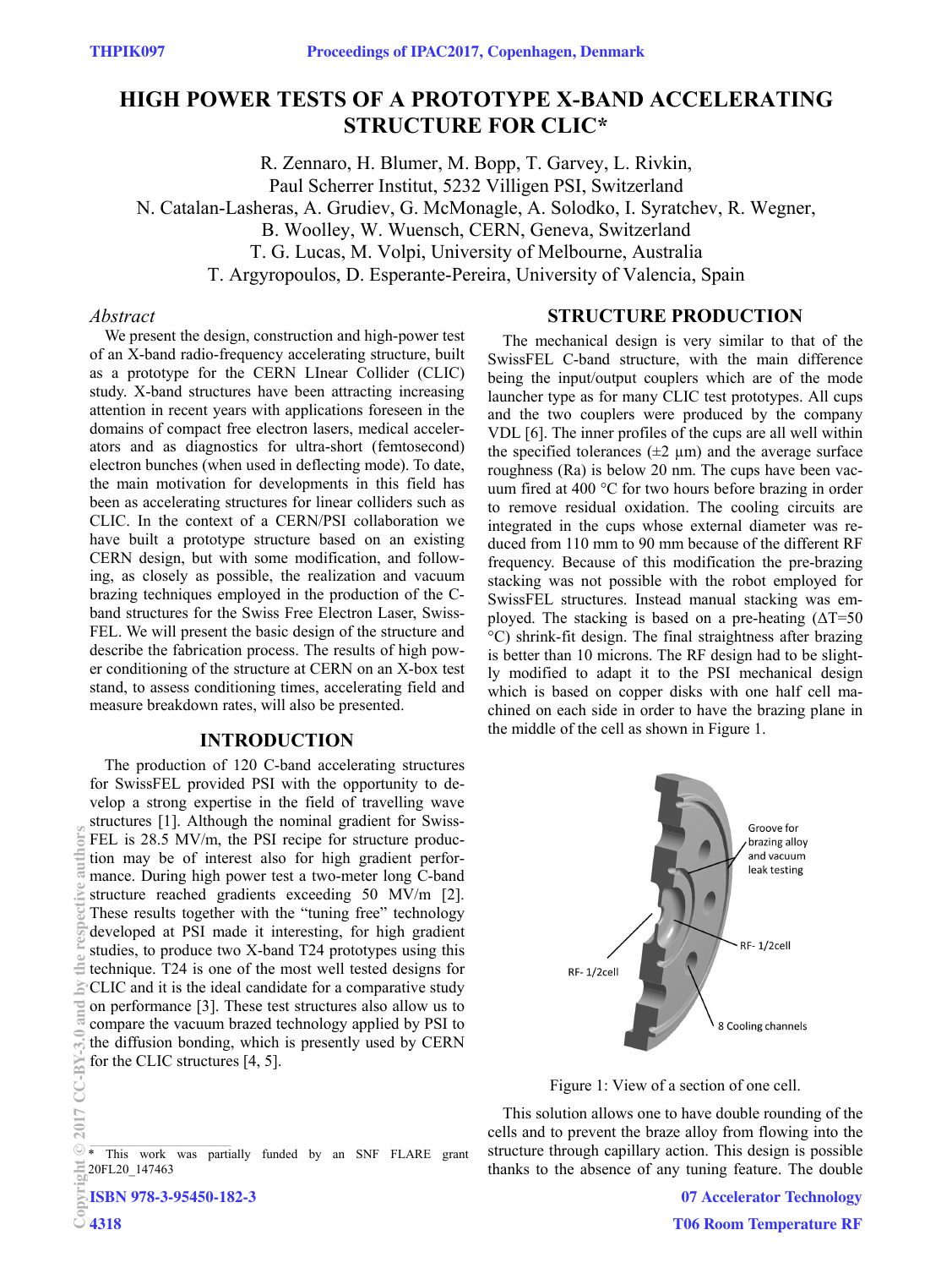# HIGH POWER TESTS OF A PROTOTYPE X-BAND ACCELERATING STRUCTURE FOR CLIC*

R. Zennaro, H. Blumer, M. Bopp, T. Garvey, L. Rivkin,
Paul Scherrer Institut, 5232 Villigen PSI, Switzerland
N. Catalan-Lasheras, A. Grudiev, G. McMonagle, A. Solodko, I. Syratchev, R. Wegner,
B. Woolley, W. Wuensch, CERN, Geneva, Switzerland
T. G. Lucas, M. Volpi, University of Melbourne, Australia
T. Argyropoulos, D. Esperante-Pereira, University of Valencia, Spain

## Abstract

We present the design, construction and high-power test of an X-band radio-frequency accelerating structure, built as a prototype for the CERN LInear Collider (CLIC) study. X-band structures have been attracting increasing attention in recent years with applications foreseen in the domains of compact free electron lasers, medical accelerators and as diagnostics for ultra-short (femtosecond) electron bunches (when used in deflecting mode). To date, the main motivation for developments in this field has been as accelerating structures for linear colliders such as CLIC. In the context of a CERN/PSI collaboration we have built a prototype structure based on an existing CERN design, but with some modification, and following, as closely as possible, the realization and vacuum brazing techniques employed in the production of the C-band structures for the Swiss Free Electron Laser, SwissFEL. We will present the basic design of the structure and describe the fabrication process. The results of high power conditioning of the structure at CERN on an X-box test stand, to assess conditioning times, accelerating field and measure breakdown rates, will also be presented.

## INTRODUCTION

The production of 120 C-band accelerating structures for SwissFEL provided PSI with the opportunity to develop a strong expertise in the field of travelling wave structures [1]. Although the nominal gradient for SwissFEL is 28.5 MV/m, the PSI recipe for structure production may be of interest also for high gradient performance. During high power test a two-meter long C-band structure reached gradients exceeding 50 MV/m [2]. These results together with the "tuning free" technology developed at PSI made it interesting, for high gradient studies, to produce two X-band T24 prototypes using this technique. T24 is one of the most well tested designs for CLIC and it is the ideal candidate for a comparative study on performance [3]. These test structures also allow us to compare the vacuum brazed technology applied by PSI to the diffusion bonding, which is presently used by CERN for the CLIC structures [4, 5].

* This work was partially funded by an SNF FLARE grant 20FL20_147463

## STRUCTURE PRODUCTION

The mechanical design is very similar to that of the SwissFEL C-band structure, with the main difference being the input/output couplers which are of the mode launcher type as for many CLIC test prototypes. All cups and the two couplers were produced by the company VDL [6]. The inner profiles of the cups are all well within the specified tolerances (±2 µm) and the average surface roughness (Ra) is below 20 nm. The cups have been vacuum fired at 400 °C for two hours before brazing in order to remove residual oxidation. The cooling circuits are integrated in the cups whose external diameter was reduced from 110 mm to 90 mm because of the different RF frequency. Because of this modification the pre-brazing stacking was not possible with the robot employed for SwissFEL structures. Instead manual stacking was employed. The stacking is based on a pre-heating ($\Delta T$=50 °C) shrink-fit design. The final straightness after brazing is better than 10 microns. The RF design had to be slightly modified to adapt it to the PSI mechanical design which is based on copper disks with one half cell machined on each side in order to have the brazing plane in the middle of the cell as shown in Figure 1.

Figure 1: View of a section of one cell.

This solution allows one to have double rounding of the cells and to prevent the braze alloy from flowing into the structure through capillary action. This design is possible thanks to the absence of any tuning feature. The double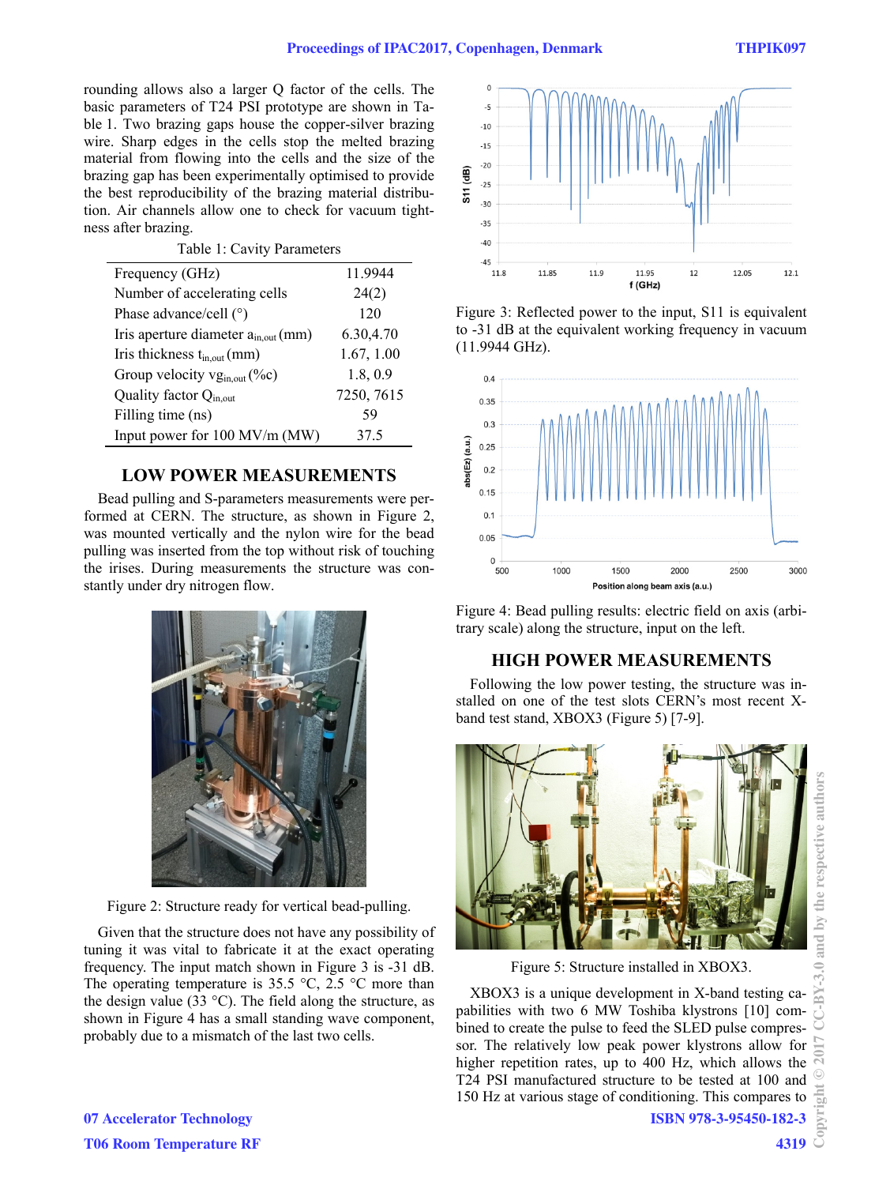rounding allows also a larger Q factor of the cells. The basic parameters of T24 PSI prototype are shown in Table 1. Two brazing gaps house the copper-silver brazing wire. Sharp edges in the cells stop the melted brazing material from flowing into the cells and the size of the brazing gap has been experimentally optimised to provide the best reproducibility of the brazing material distribution. Air channels allow one to check for vacuum tightness after brazing.

Table 1: Cavity Parameters

| | |
|---|---|
| Frequency (GHz) | 11.9944 |
| Number of accelerating cells | 24(2) |
| Phase advance/cell (°) | 120 |
| Iris aperture diameter $a_{in,out}$ (mm) | 6.30,4.70 |
| Iris thickness $t_{in,out}$ (mm) | 1.67, 1.00 |
| Group velocity $vg_{in,out}$ (%c) | 1.8, 0.9 |
| Quality factor $Q_{in,out}$ | 7250, 7615 |
| Filling time (ns) | 59 |
| Input power for 100 MV/m (MW) | 37.5 |

## LOW POWER MEASUREMENTS

Bead pulling and S-parameters measurements were performed at CERN. The structure, as shown in Figure 2, was mounted vertically and the nylon wire for the bead pulling was inserted from the top without risk of touching the irises. During measurements the structure was constantly under dry nitrogen flow.

Figure 2: Structure ready for vertical bead-pulling.

Given that the structure does not have any possibility of tuning it was vital to fabricate it at the exact operating frequency. The input match shown in Figure 3 is -31 dB. The operating temperature is 35.5 °C, 2.5 °C more than the design value (33 °C). The field along the structure, as shown in Figure 4 has a small standing wave component, probably due to a mismatch of the last two cells.

Figure 3: Reflected power to the input, S11 is equivalent to -31 dB at the equivalent working frequency in vacuum (11.9944 GHz).

Figure 4: Bead pulling results: electric field on axis (arbitrary scale) along the structure, input on the left.

## HIGH POWER MEASUREMENTS

Following the low power testing, the structure was installed on one of the test slots CERN's most recent X-band test stand, XBOX3 (Figure 5) [7-9].

Figure 5: Structure installed in XBOX3.

XBOX3 is a unique development in X-band testing capabilities with two 6 MW Toshiba klystrons [10] combined to create the pulse to feed the SLED pulse compressor. The relatively low peak power klystrons allow for higher repetition rates, up to 400 Hz, which allows the T24 PSI manufactured structure to be tested at 100 and 150 Hz at various stage of conditioning. This compares to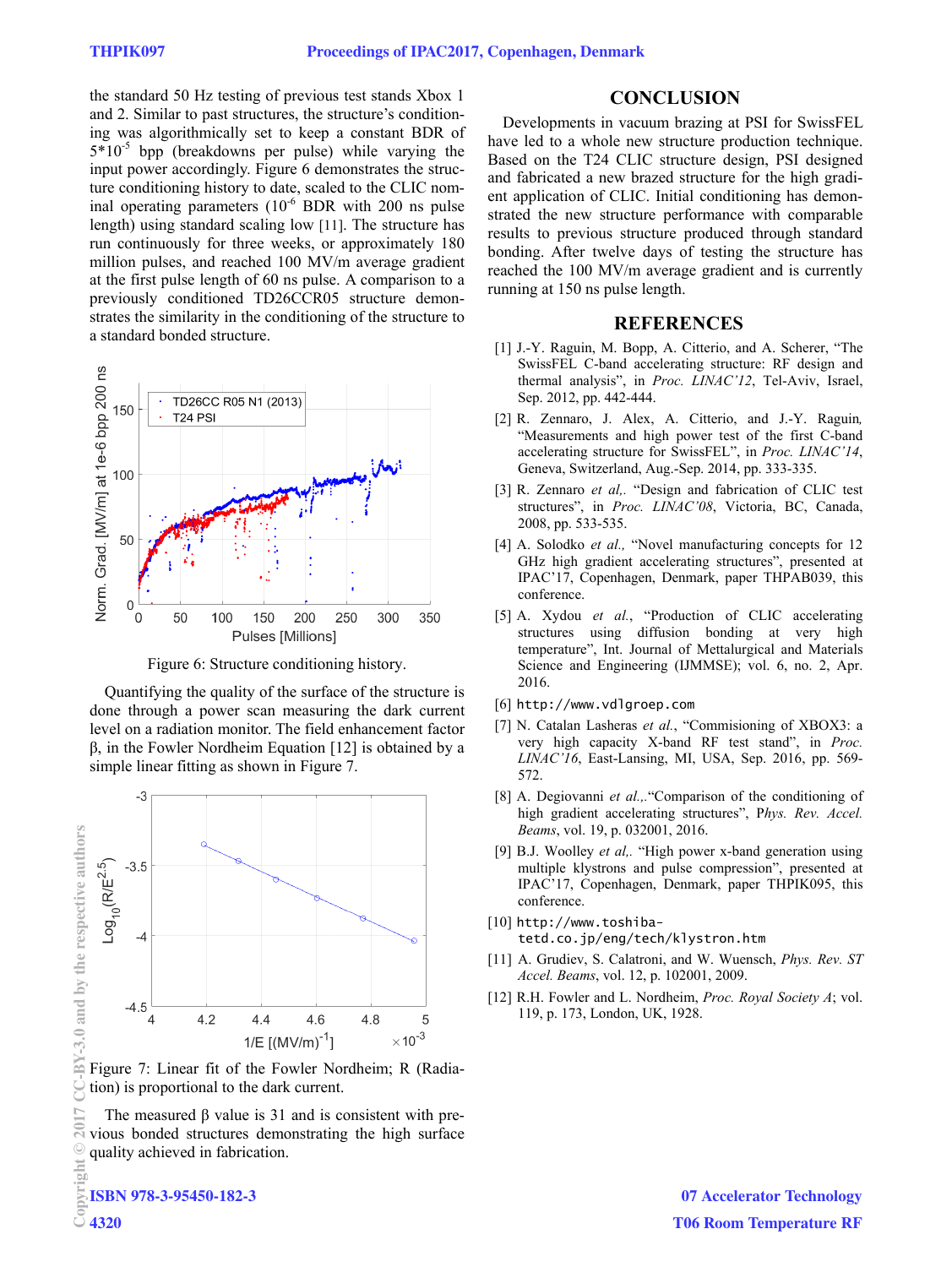the standard 50 Hz testing of previous test stands Xbox 1 and 2. Similar to past structures, the structure's conditioning was algorithmically set to keep a constant BDR of $5*10^{-5}$ bpp (breakdowns per pulse) while varying the input power accordingly. Figure 6 demonstrates the structure conditioning history to date, scaled to the CLIC nominal operating parameters ($10^{-6}$ BDR with 200 ns pulse length) using standard scaling low [11]. The structure has run continuously for three weeks, or approximately 180 million pulses, and reached 100 MV/m average gradient at the first pulse length of 60 ns pulse. A comparison to a previously conditioned TD26CCR05 structure demonstrates the similarity in the conditioning of the structure to a standard bonded structure.

Norm. Grad. [MV/m] at 1e-6 bpp 200 ns
0
50
100
150
TD26CC R05 N1 (2013)
T24 PSI
0 50 100 150 200 250 300 350
Pulses [Millions]

Figure 6: Structure conditioning history.

Quantifying the quality of the surface of the structure is done through a power scan measuring the dark current level on a radiation monitor. The field enhancement factor β, in the Fowler Nordheim Equation [12] is obtained by a simple linear fitting as shown in Figure 7.

$Log_{10}(R/E^{2.5})$
-3
-3.5
-4
-4.5
4 4.2 4.4 4.6 4.8 5
1/E [(MV/m)$^{-1}$] $\times 10^{-3}$

Figure 7: Linear fit of the Fowler Nordheim; R (Radiation) is proportional to the dark current.

The measured β value is 31 and is consistent with previous bonded structures demonstrating the high surface quality achieved in fabrication.

## CONCLUSION

Developments in vacuum brazing at PSI for SwissFEL have led to a whole new structure production technique. Based on the T24 CLIC structure design, PSI designed and fabricated a new brazed structure for the high gradient application of CLIC. Initial conditioning has demonstrated the new structure performance with comparable results to previous structure produced through standard bonding. After twelve days of testing the structure has reached the 100 MV/m average gradient and is currently running at 150 ns pulse length.

## REFERENCES

[1] J.-Y. Raguin, M. Bopp, A. Citterio, and A. Scherer, "The SwissFEL C-band accelerating structure: RF design and thermal analysis", in *Proc. LINAC'12*, Tel-Aviv, Israel, Sep. 2012, pp. 442-444.

[2] R. Zennaro, J. Alex, A. Citterio, and J.-Y. Raguin, "Measurements and high power test of the first C-band accelerating structure for SwissFEL", in *Proc. LINAC'14*, Geneva, Switzerland, Aug.-Sep. 2014, pp. 333-335.

[3] R. Zennaro *et al*,. "Design and fabrication of CLIC test structures", in *Proc. LINAC'08*, Victoria, BC, Canada, 2008, pp. 533-535.

[4] A. Solodko *et al.,* "Novel manufacturing concepts for 12 GHz high gradient accelerating structures", presented at IPAC'17, Copenhagen, Denmark, paper THPAB039, this conference.

[5] A. Xydou *et al.*, "Production of CLIC accelerating structures using diffusion bonding at very high temperature", Int. Journal of Mettalurgical and Materials Science and Engineering (IJMMSE); vol. 6, no. 2, Apr. 2016.

[6] http://www.vdlgroep.com

[7] N. Catalan Lasheras *et al.*, "Commisioning of XBOX3: a very high capacity X-band RF test stand", in *Proc. LINAC'16*, East-Lansing, MI, USA, Sep. 2016, pp. 569-572.

[8] A. Degiovanni *et al.,*."Comparison of the conditioning of high gradient accelerating structures", P*hys. Rev. Accel. Beams*, vol. 19, p. 032001, 2016.

[9] B.J. Woolley *et al,*. "High power x-band generation using multiple klystrons and pulse compression", presented at IPAC'17, Copenhagen, Denmark, paper THPIK095, this conference.

[10] http://www.toshiba-tetd.co.jp/eng/tech/klystron.htm

[11] A. Grudiev, S. Calatroni, and W. Wuensch, *Phys. Rev. ST Accel. Beams*, vol. 12, p. 102001, 2009.

[12] R.H. Fowler and L. Nordheim, *Proc. Royal Society A*; vol. 119, p. 173, London, UK, 1928.